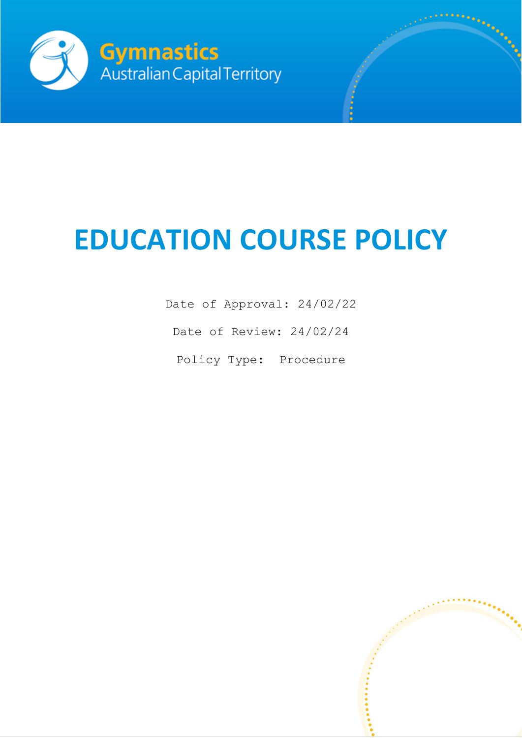Gymnastics Australian Capital Territory

# EDUCATION COURSE POLICY

Date of Approval: 24/02/22

Date of Review: 24/02/24

Policy Type: Procedure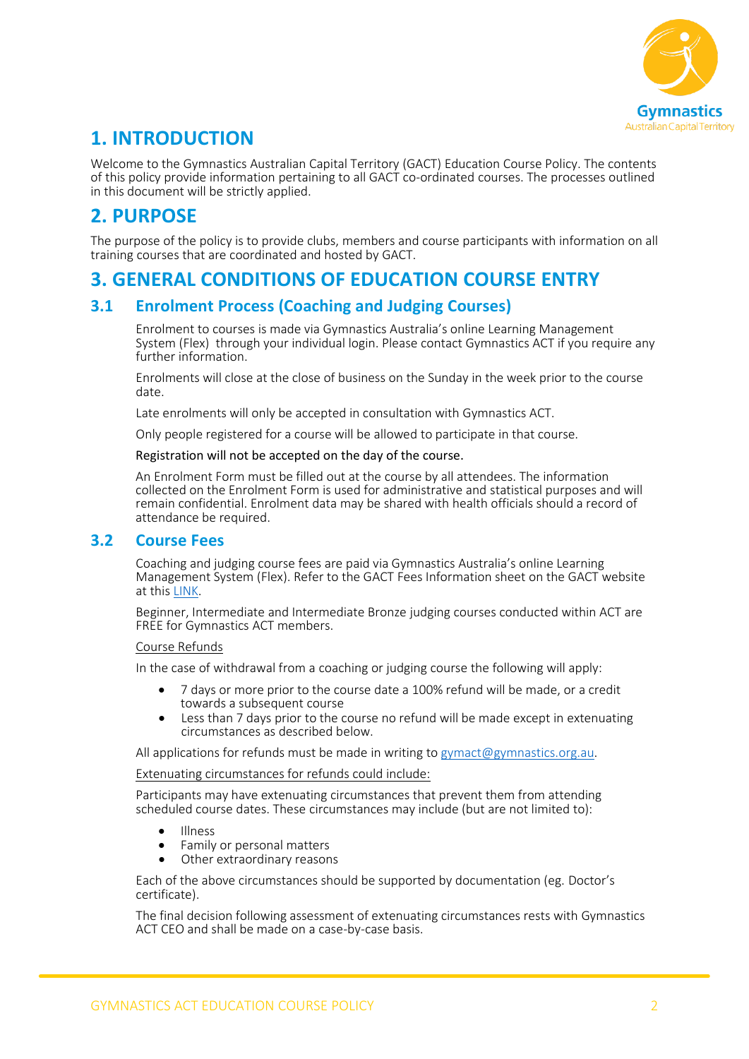# 1. INTRODUCTION

Welcome to the Gymnastics Australian Capital Territory (GACT) Education Course Policy. The contents of this policy provide information pertaining to all GACT co-ordinated courses. The processes outlined in this document will be strictly applied.

# 2. PURPOSE

The purpose of the policy is to provide clubs, members and course participants with information on all training courses that are coordinated and hosted by GACT.

# 3. GENERAL CONDITIONS OF EDUCATION COURSE ENTRY

## 3.1 Enrolment Process (Coaching and Judging Courses)

Enrolment to courses is made via Gymnastics Australia's online Learning Management System (Flex) through your individual login. Please contact Gymnastics ACT if you require any further information.

Enrolments will close at the close of business on the Sunday in the week prior to the course date.

Late enrolments will only be accepted in consultation with Gymnastics ACT.

Only people registered for a course will be allowed to participate in that course.

Registration will not be accepted on the day of the course.

An Enrolment Form must be filled out at the course by all attendees. The information collected on the Enrolment Form is used for administrative and statistical purposes and will remain confidential. Enrolment data may be shared with health officials should a record of attendance be required.

## 3.2 Course Fees

Coaching and judging course fees are paid via Gymnastics Australia's online Learning Management System (Flex). Refer to the GACT Fees Information sheet on the GACT website at this LINK.

Beginner, Intermediate and Intermediate Bronze judging courses conducted within ACT are FREE for Gymnastics ACT members.

Course Refunds

In the case of withdrawal from a coaching or judging course the following will apply:

- 7 days or more prior to the course date a 100% refund will be made, or a credit towards a subsequent course
- Less than 7 days prior to the course no refund will be made except in extenuating circumstances as described below.

All applications for refunds must be made in writing to gymact@gymnastics.org.au.

Extenuating circumstances for refunds could include:

Participants may have extenuating circumstances that prevent them from attending scheduled course dates. These circumstances may include (but are not limited to):

- Illness
- Family or personal matters
- Other extraordinary reasons

Each of the above circumstances should be supported by documentation (eg. Doctor's certificate).

The final decision following assessment of extenuating circumstances rests with Gymnastics ACT CEO and shall be made on a case-by-case basis.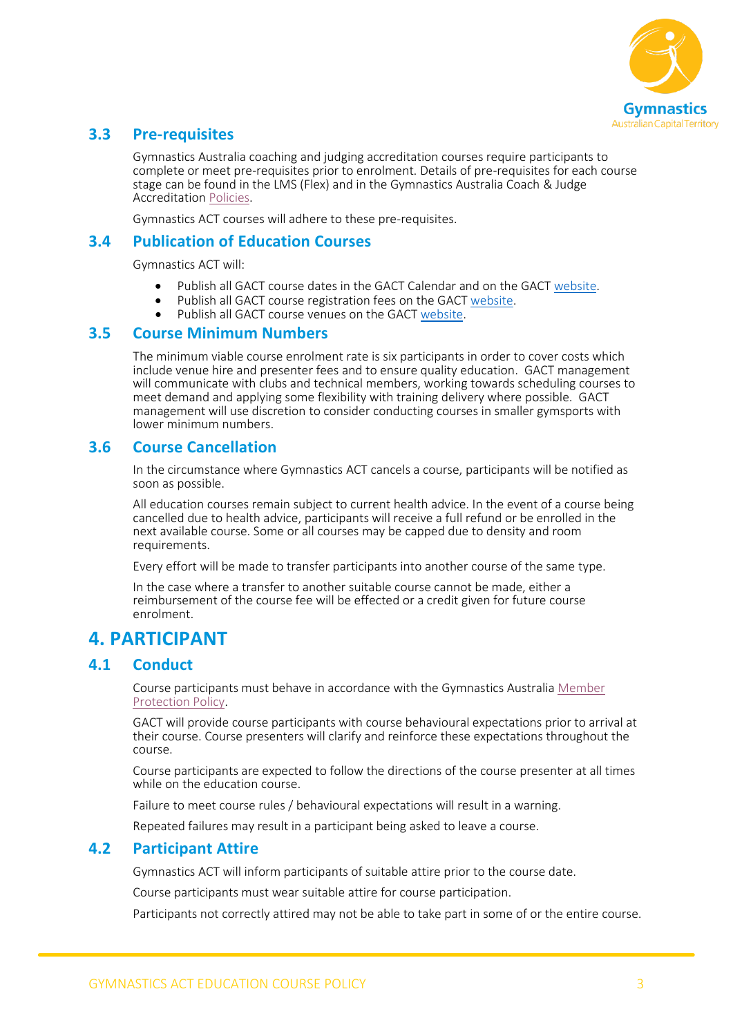### 3.3 Pre-requisites

Gymnastics Australia coaching and judging accreditation courses require participants to complete or meet pre-requisites prior to enrolment. Details of pre-requisites for each course stage can be found in the LMS (Flex) and in the Gymnastics Australia Coach & Judge Accreditation Policies.

Gymnastics ACT courses will adhere to these pre-requisites.

### 3.4 Publication of Education Courses

Gymnastics ACT will:

- Publish all GACT course dates in the GACT Calendar and on the GACT website.
- Publish all GACT course registration fees on the GACT website.
- Publish all GACT course venues on the GACT website.

### 3.5 Course Minimum Numbers

The minimum viable course enrolment rate is six participants in order to cover costs which include venue hire and presenter fees and to ensure quality education. GACT management will communicate with clubs and technical members, working towards scheduling courses to meet demand and applying some flexibility with training delivery where possible. GACT management will use discretion to consider conducting courses in smaller gymsports with lower minimum numbers.

### 3.6 Course Cancellation

In the circumstance where Gymnastics ACT cancels a course, participants will be notified as soon as possible.

All education courses remain subject to current health advice. In the event of a course being cancelled due to health advice, participants will receive a full refund or be enrolled in the next available course. Some or all courses may be capped due to density and room requirements.

Every effort will be made to transfer participants into another course of the same type.

In the case where a transfer to another suitable course cannot be made, either a reimbursement of the course fee will be effected or a credit given for future course enrolment.

## 4. PARTICIPANT

### 4.1 Conduct

Course participants must behave in accordance with the Gymnastics Australia Member Protection Policy.

GACT will provide course participants with course behavioural expectations prior to arrival at their course. Course presenters will clarify and reinforce these expectations throughout the course.

Course participants are expected to follow the directions of the course presenter at all times while on the education course.

Failure to meet course rules / behavioural expectations will result in a warning.

Repeated failures may result in a participant being asked to leave a course.

### 4.2 Participant Attire

Gymnastics ACT will inform participants of suitable attire prior to the course date.

Course participants must wear suitable attire for course participation.

Participants not correctly attired may not be able to take part in some of or the entire course.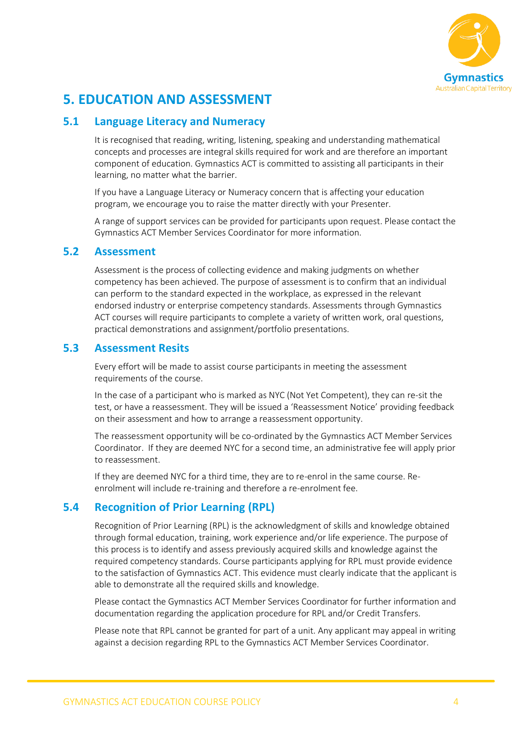# 5. EDUCATION AND ASSESSMENT

## 5.1 Language Literacy and Numeracy

It is recognised that reading, writing, listening, speaking and understanding mathematical concepts and processes are integral skills required for work and are therefore an important component of education. Gymnastics ACT is committed to assisting all participants in their learning, no matter what the barrier.

If you have a Language Literacy or Numeracy concern that is affecting your education program, we encourage you to raise the matter directly with your Presenter.

A range of support services can be provided for participants upon request. Please contact the Gymnastics ACT Member Services Coordinator for more information.

## 5.2 Assessment

Assessment is the process of collecting evidence and making judgments on whether competency has been achieved. The purpose of assessment is to confirm that an individual can perform to the standard expected in the workplace, as expressed in the relevant endorsed industry or enterprise competency standards. Assessments through Gymnastics ACT courses will require participants to complete a variety of written work, oral questions, practical demonstrations and assignment/portfolio presentations.

## 5.3 Assessment Resits

Every effort will be made to assist course participants in meeting the assessment requirements of the course.

In the case of a participant who is marked as NYC (Not Yet Competent), they can re-sit the test, or have a reassessment. They will be issued a 'Reassessment Notice' providing feedback on their assessment and how to arrange a reassessment opportunity.

The reassessment opportunity will be co-ordinated by the Gymnastics ACT Member Services Coordinator. If they are deemed NYC for a second time, an administrative fee will apply prior to reassessment.

If they are deemed NYC for a third time, they are to re-enrol in the same course. Re-enrolment will include re-training and therefore a re-enrolment fee.

## 5.4 Recognition of Prior Learning (RPL)

Recognition of Prior Learning (RPL) is the acknowledgment of skills and knowledge obtained through formal education, training, work experience and/or life experience. The purpose of this process is to identify and assess previously acquired skills and knowledge against the required competency standards. Course participants applying for RPL must provide evidence to the satisfaction of Gymnastics ACT. This evidence must clearly indicate that the applicant is able to demonstrate all the required skills and knowledge.

Please contact the Gymnastics ACT Member Services Coordinator for further information and documentation regarding the application procedure for RPL and/or Credit Transfers.

Please note that RPL cannot be granted for part of a unit. Any applicant may appeal in writing against a decision regarding RPL to the Gymnastics ACT Member Services Coordinator.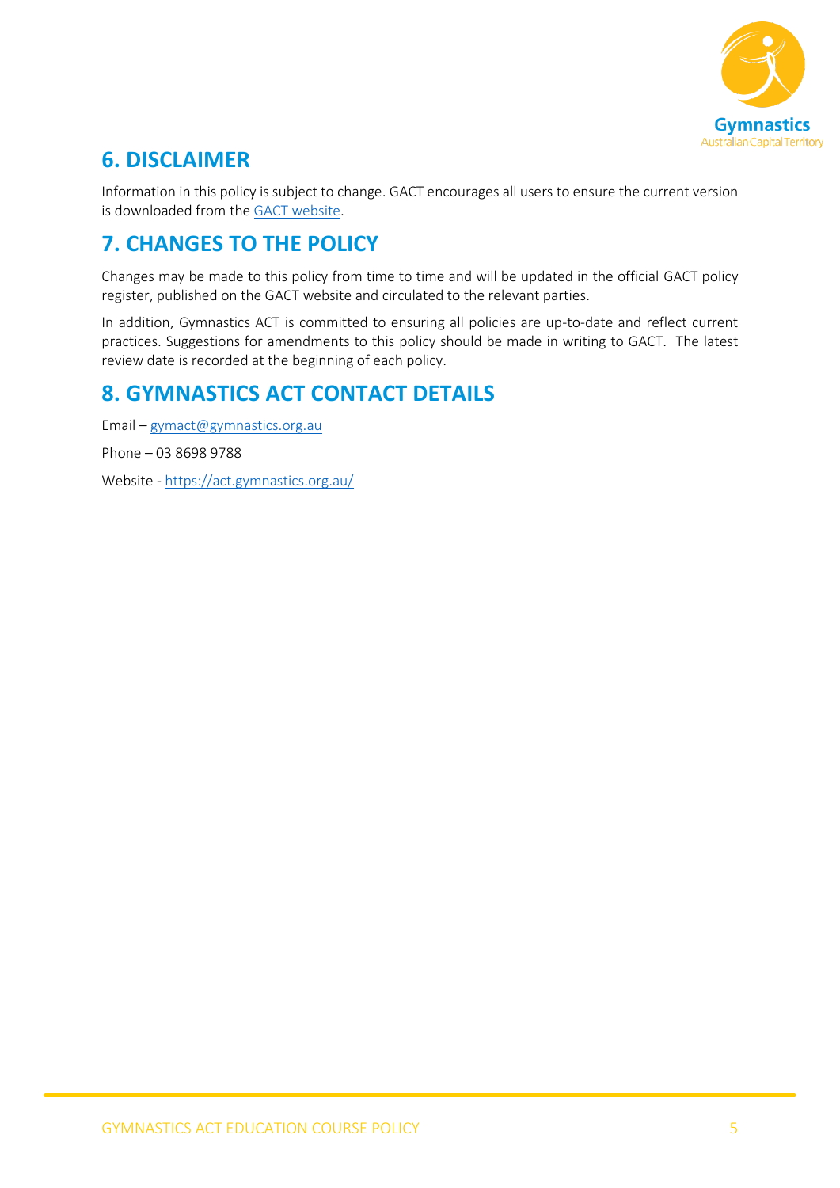## 6. DISCLAIMER

Information in this policy is subject to change. GACT encourages all users to ensure the current version is downloaded from the GACT website.

## 7. CHANGES TO THE POLICY

Changes may be made to this policy from time to time and will be updated in the official GACT policy register, published on the GACT website and circulated to the relevant parties.

In addition, Gymnastics ACT is committed to ensuring all policies are up-to-date and reflect current practices. Suggestions for amendments to this policy should be made in writing to GACT. The latest review date is recorded at the beginning of each policy.

## 8. GYMNASTICS ACT CONTACT DETAILS

Email – gymact@gymnastics.org.au

Phone – 03 8698 9788

Website - https://act.gymnastics.org.au/